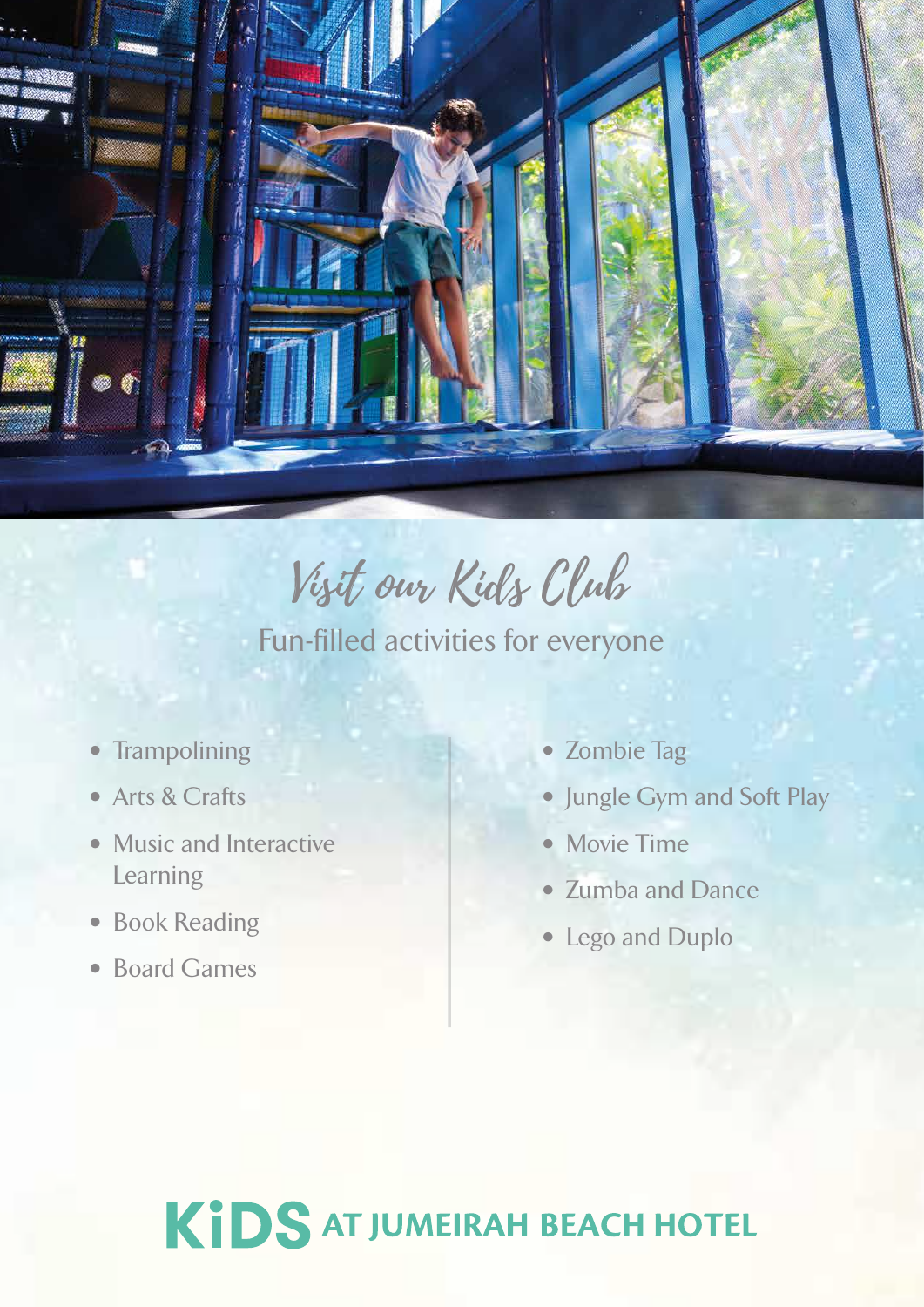# Visit our Kids Club

Fun-filled activities for everyone

- Trampolining
- Arts & Crafts
- Music and Interactive Learning
- Book Reading
- Board Games
- Zombie Tag
- Jungle Gym and Soft Play
- Movie Time
- Zumba and Dance
- Lego and Duplo

**KiDS AT JUMEIRAH BEACH HOTEL**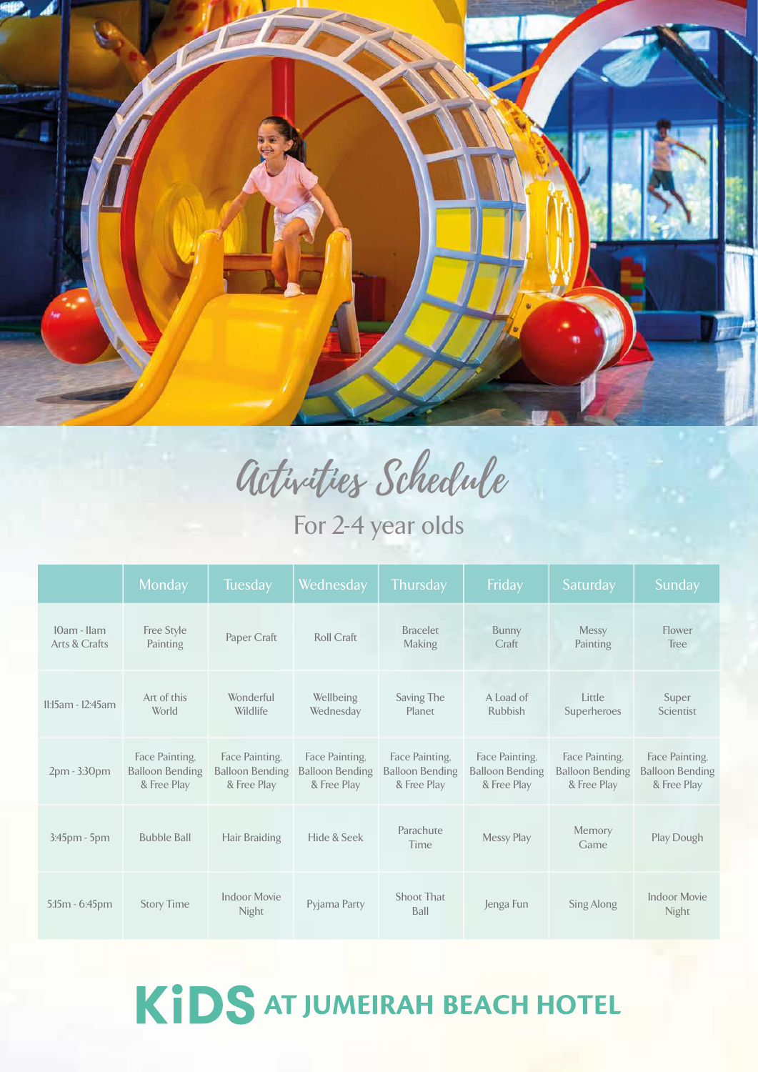# Activities Schedule

## For 2-4 year olds

| | Monday | Tuesday | Wednesday | Thursday | Friday | Saturday | Sunday |
|---|---|---|---|---|---|---|---|
| 10am - 11am Arts & Crafts | Free Style Painting | Paper Craft | Roll Craft | Bracelet Making | Bunny Craft | Messy Painting | Flower Tree |
| 11:15am - 12:45am | Art of this World | Wonderful Wildlife | Wellbeing Wednesday | Saving The Planet | A Load of Rubbish | Little Superheroes | Super Scientist |
| 2pm - 3:30pm | Face Painting, Balloon Bending & Free Play | Face Painting, Balloon Bending & Free Play | Face Painting, Balloon Bending & Free Play | Face Painting, Balloon Bending & Free Play | Face Painting, Balloon Bending & Free Play | Face Painting, Balloon Bending & Free Play | Face Painting, Balloon Bending & Free Play |
| 3:45pm - 5pm | Bubble Ball | Hair Braiding | Hide & Seek | Parachute Time | Messy Play | Memory Game | Play Dough |
| 5:15m - 6:45pm | Story Time | Indoor Movie Night | Pyjama Party | Shoot That Ball | Jenga Fun | Sing Along | Indoor Movie Night |

**KiDS AT JUMEIRAH BEACH HOTEL**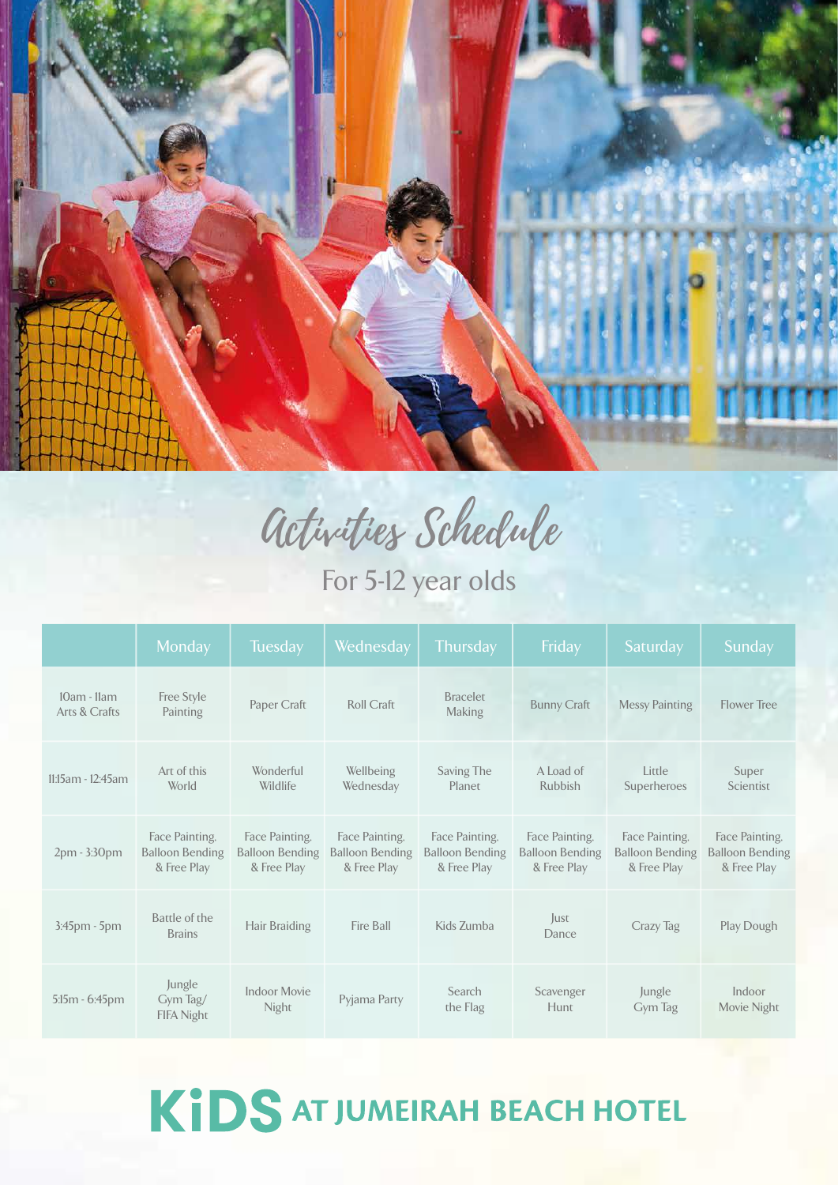# Activities Schedule

## For 5-12 year olds

| | Monday | Tuesday | Wednesday | Thursday | Friday | Saturday | Sunday |
|---|---|---|---|---|---|---|---|
| 10am - 11am Arts & Crafts | Free Style Painting | Paper Craft | Roll Craft | Bracelet Making | Bunny Craft | Messy Painting | Flower Tree |
| 11:15am - 12:45am | Art of this World | Wonderful Wildlife | Wellbeing Wednesday | Saving The Planet | A Load of Rubbish | Little Superheroes | Super Scientist |
| 2pm - 3:30pm | Face Painting, Balloon Bending & Free Play | Face Painting, Balloon Bending & Free Play | Face Painting, Balloon Bending & Free Play | Face Painting, Balloon Bending & Free Play | Face Painting, Balloon Bending & Free Play | Face Painting, Balloon Bending & Free Play | Face Painting, Balloon Bending & Free Play |
| 3:45pm - 5pm | Battle of the Brains | Hair Braiding | Fire Ball | Kids Zumba | Just Dance | Crazy Tag | Play Dough |
| 5:15m - 6:45pm | Jungle Gym Tag/ FIFA Night | Indoor Movie Night | Pyjama Party | Search the Flag | Scavenger Hunt | Jungle Gym Tag | Indoor Movie Night |

**KiDS AT JUMEIRAH BEACH HOTEL**